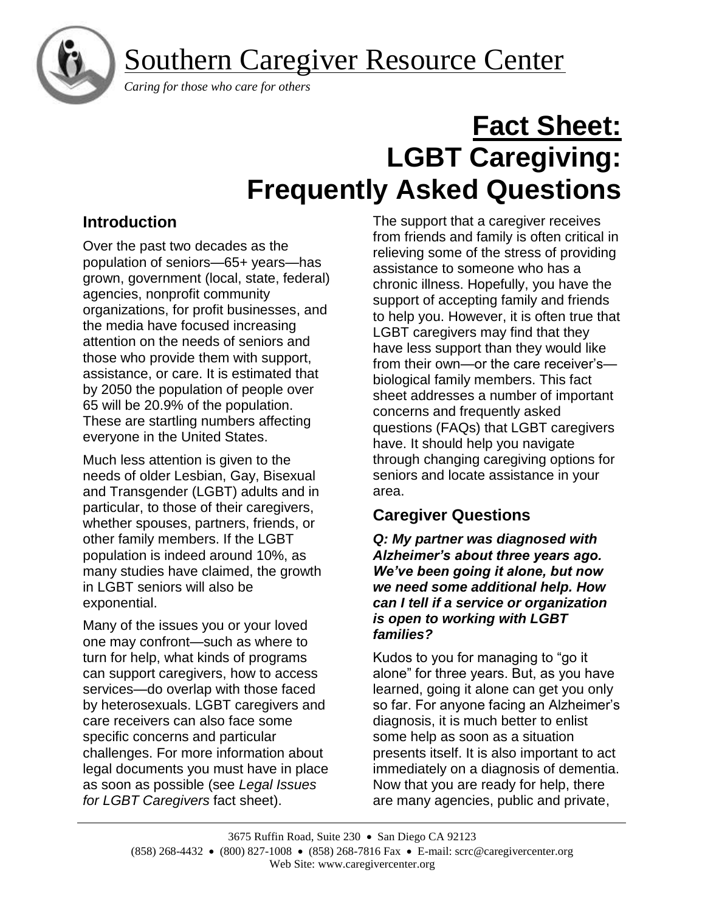# Southern Caregiver Resource Center

*Caring for those who care for others*

# Fact Sheet: LGBT Caregiving: Frequently Asked Questions

## Introduction

Over the past two decades as the population of seniors—65+ years—has grown, government (local, state, federal) agencies, nonprofit community organizations, for profit businesses, and the media have focused increasing attention on the needs of seniors and those who provide them with support, assistance, or care. It is estimated that by 2050 the population of people over 65 will be 20.9% of the population. These are startling numbers affecting everyone in the United States.

Much less attention is given to the needs of older Lesbian, Gay, Bisexual and Transgender (LGBT) adults and in particular, to those of their caregivers, whether spouses, partners, friends, or other family members. If the LGBT population is indeed around 10%, as many studies have claimed, the growth in LGBT seniors will also be exponential.

Many of the issues you or your loved one may confront—such as where to turn for help, what kinds of programs can support caregivers, how to access services—do overlap with those faced by heterosexuals. LGBT caregivers and care receivers can also face some specific concerns and particular challenges. For more information about legal documents you must have in place as soon as possible (see *Legal Issues for LGBT Caregivers* fact sheet).

The support that a caregiver receives from friends and family is often critical in relieving some of the stress of providing assistance to someone who has a chronic illness. Hopefully, you have the support of accepting family and friends to help you. However, it is often true that LGBT caregivers may find that they have less support than they would like from their own—or the care receiver's—biological family members. This fact sheet addresses a number of important concerns and frequently asked questions (FAQs) that LGBT caregivers have. It should help you navigate through changing caregiving options for seniors and locate assistance in your area.

## Caregiver Questions

***Q: My partner was diagnosed with Alzheimer's about three years ago. We've been going it alone, but now we need some additional help. How can I tell if a service or organization is open to working with LGBT families?***

Kudos to you for managing to "go it alone" for three years. But, as you have learned, going it alone can get you only so far. For anyone facing an Alzheimer's diagnosis, it is much better to enlist some help as soon as a situation presents itself. It is also important to act immediately on a diagnosis of dementia. Now that you are ready for help, there are many agencies, public and private,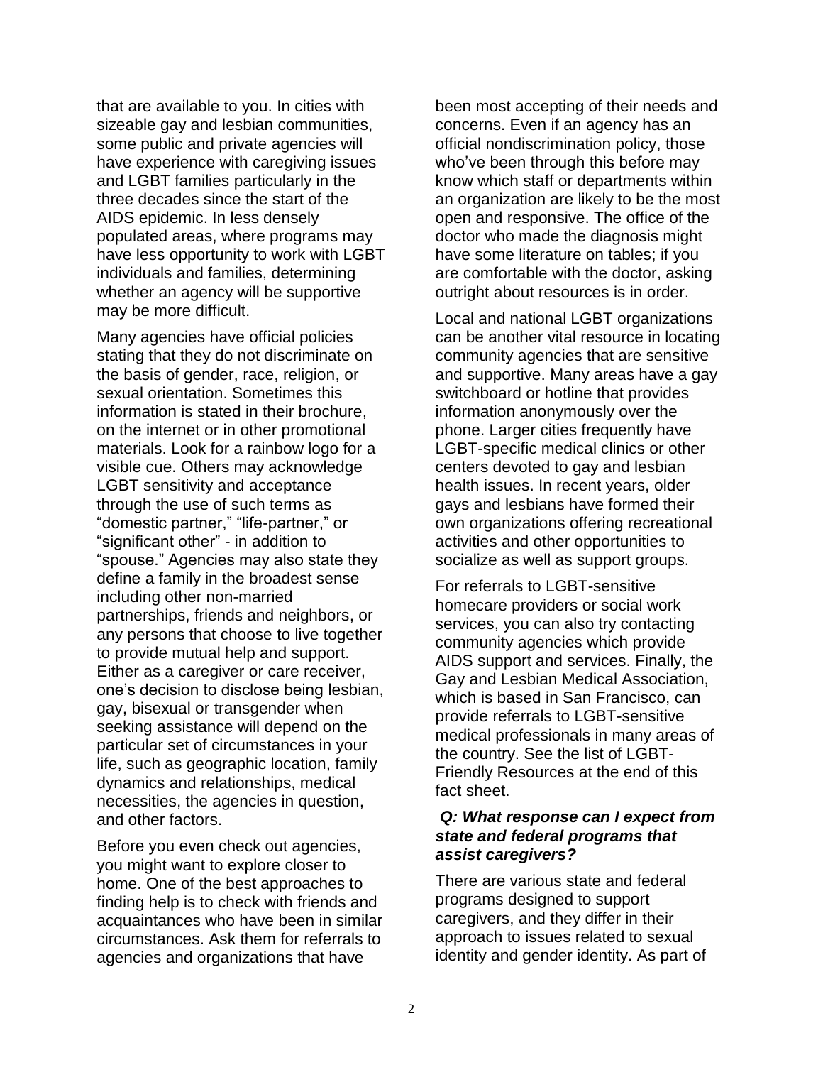that are available to you. In cities with sizeable gay and lesbian communities, some public and private agencies will have experience with caregiving issues and LGBT families particularly in the three decades since the start of the AIDS epidemic. In less densely populated areas, where programs may have less opportunity to work with LGBT individuals and families, determining whether an agency will be supportive may be more difficult.

Many agencies have official policies stating that they do not discriminate on the basis of gender, race, religion, or sexual orientation. Sometimes this information is stated in their brochure, on the internet or in other promotional materials. Look for a rainbow logo for a visible cue. Others may acknowledge LGBT sensitivity and acceptance through the use of such terms as "domestic partner," "life-partner," or "significant other" - in addition to "spouse." Agencies may also state they define a family in the broadest sense including other non-married partnerships, friends and neighbors, or any persons that choose to live together to provide mutual help and support. Either as a caregiver or care receiver, one's decision to disclose being lesbian, gay, bisexual or transgender when seeking assistance will depend on the particular set of circumstances in your life, such as geographic location, family dynamics and relationships, medical necessities, the agencies in question, and other factors.

Before you even check out agencies, you might want to explore closer to home. One of the best approaches to finding help is to check with friends and acquaintances who have been in similar circumstances. Ask them for referrals to agencies and organizations that have been most accepting of their needs and concerns. Even if an agency has an official nondiscrimination policy, those who've been through this before may know which staff or departments within an organization are likely to be the most open and responsive. The office of the doctor who made the diagnosis might have some literature on tables; if you are comfortable with the doctor, asking outright about resources is in order.

Local and national LGBT organizations can be another vital resource in locating community agencies that are sensitive and supportive. Many areas have a gay switchboard or hotline that provides information anonymously over the phone. Larger cities frequently have LGBT-specific medical clinics or other centers devoted to gay and lesbian health issues. In recent years, older gays and lesbians have formed their own organizations offering recreational activities and other opportunities to socialize as well as support groups.

For referrals to LGBT-sensitive homecare providers or social work services, you can also try contacting community agencies which provide AIDS support and services. Finally, the Gay and Lesbian Medical Association, which is based in San Francisco, can provide referrals to LGBT-sensitive medical professionals in many areas of the country. See the list of LGBT-Friendly Resources at the end of this fact sheet.

### *Q: What response can I expect from state and federal programs that assist caregivers?*

There are various state and federal programs designed to support caregivers, and they differ in their approach to issues related to sexual identity and gender identity. As part of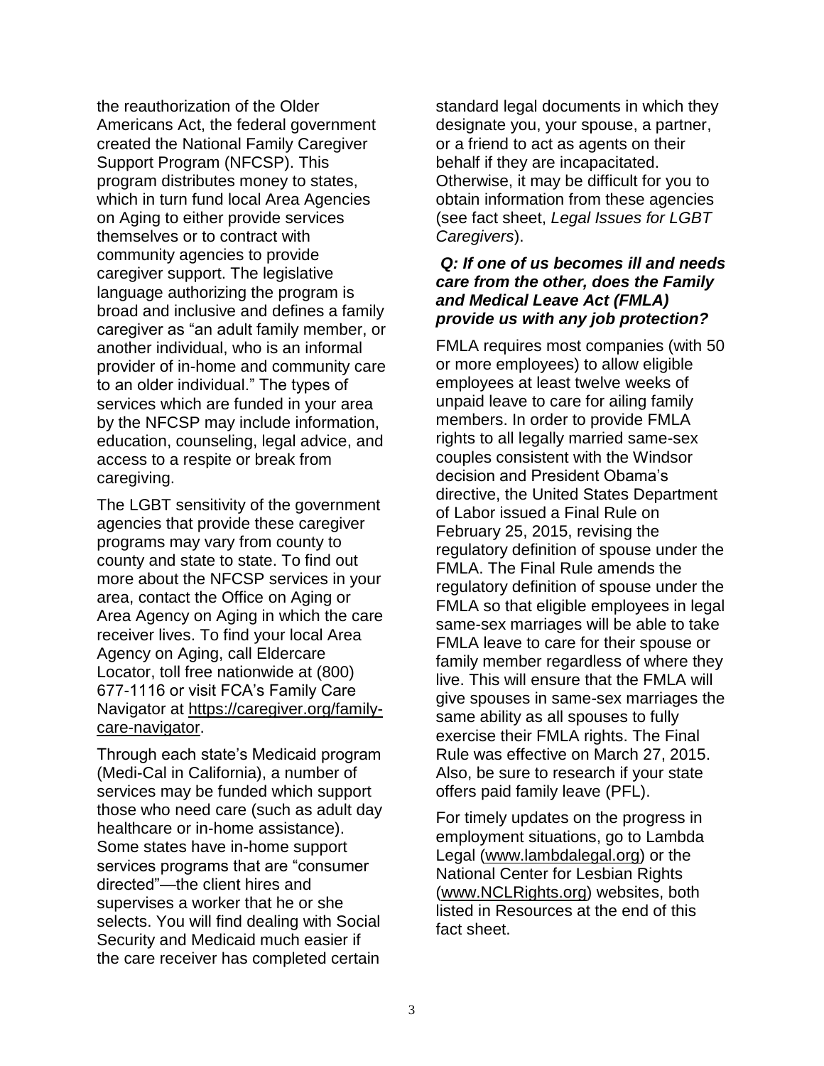the reauthorization of the Older Americans Act, the federal government created the National Family Caregiver Support Program (NFCSP). This program distributes money to states, which in turn fund local Area Agencies on Aging to either provide services themselves or to contract with community agencies to provide caregiver support. The legislative language authorizing the program is broad and inclusive and defines a family caregiver as "an adult family member, or another individual, who is an informal provider of in-home and community care to an older individual." The types of services which are funded in your area by the NFCSP may include information, education, counseling, legal advice, and access to a respite or break from caregiving.

The LGBT sensitivity of the government agencies that provide these caregiver programs may vary from county to county and state to state. To find out more about the NFCSP services in your area, contact the Office on Aging or Area Agency on Aging in which the care receiver lives. To find your local Area Agency on Aging, call Eldercare Locator, toll free nationwide at (800) 677-1116 or visit FCA's Family Care Navigator at [https://caregiver.org/family-care-navigator](https://caregiver.org/family-care-navigator).

Through each state's Medicaid program (Medi-Cal in California), a number of services may be funded which support those who need care (such as adult day healthcare or in-home assistance). Some states have in-home support services programs that are "consumer directed"—the client hires and supervises a worker that he or she selects. You will find dealing with Social Security and Medicaid much easier if the care receiver has completed certain standard legal documents in which they designate you, your spouse, a partner, or a friend to act as agents on their behalf if they are incapacitated. Otherwise, it may be difficult for you to obtain information from these agencies (see fact sheet, *Legal Issues for LGBT Caregivers*).

***Q: If one of us becomes ill and needs care from the other, does the Family and Medical Leave Act (FMLA) provide us with any job protection?***

FMLA requires most companies (with 50 or more employees) to allow eligible employees at least twelve weeks of unpaid leave to care for ailing family members. In order to provide FMLA rights to all legally married same-sex couples consistent with the Windsor decision and President Obama's directive, the United States Department of Labor issued a Final Rule on February 25, 2015, revising the regulatory definition of spouse under the FMLA. The Final Rule amends the regulatory definition of spouse under the FMLA so that eligible employees in legal same-sex marriages will be able to take FMLA leave to care for their spouse or family member regardless of where they live. This will ensure that the FMLA will give spouses in same-sex marriages the same ability as all spouses to fully exercise their FMLA rights. The Final Rule was effective on March 27, 2015. Also, be sure to research if your state offers paid family leave (PFL).

For timely updates on the progress in employment situations, go to Lambda Legal ([www.lambdalegal.org](www.lambdalegal.org)) or the National Center for Lesbian Rights ([www.NCLRights.org](www.NCLRights.org)) websites, both listed in Resources at the end of this fact sheet.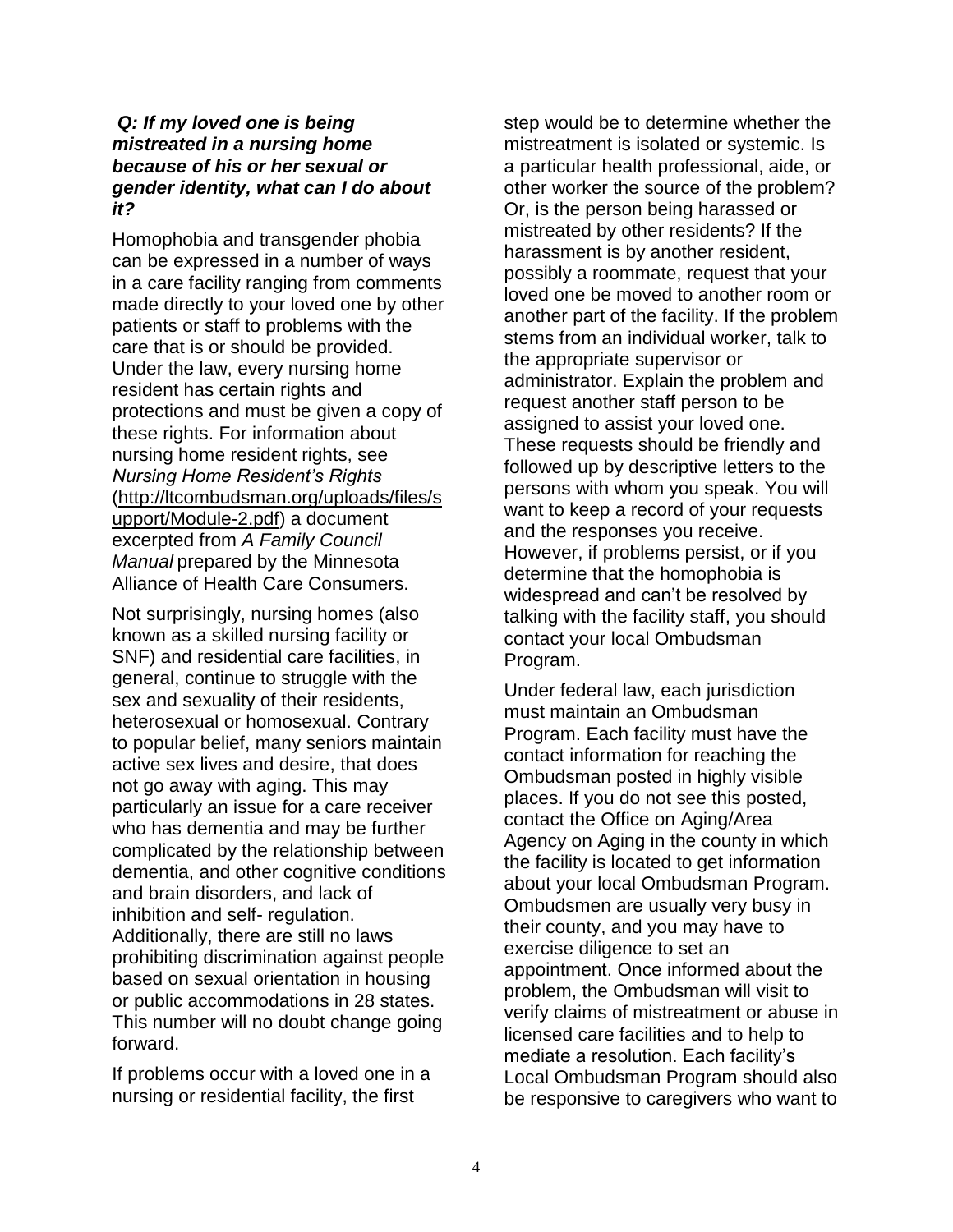***Q: If my loved one is being mistreated in a nursing home because of his or her sexual or gender identity, what can I do about it?***

Homophobia and transgender phobia can be expressed in a number of ways in a care facility ranging from comments made directly to your loved one by other patients or staff to problems with the care that is or should be provided. Under the law, every nursing home resident has certain rights and protections and must be given a copy of these rights. For information about nursing home resident rights, see *Nursing Home Resident's Rights* (http://ltcombudsman.org/uploads/files/support/Module-2.pdf) a document excerpted from *A Family Council Manual* prepared by the Minnesota Alliance of Health Care Consumers.

Not surprisingly, nursing homes (also known as a skilled nursing facility or SNF) and residential care facilities, in general, continue to struggle with the sex and sexuality of their residents, heterosexual or homosexual. Contrary to popular belief, many seniors maintain active sex lives and desire, that does not go away with aging. This may particularly an issue for a care receiver who has dementia and may be further complicated by the relationship between dementia, and other cognitive conditions and brain disorders, and lack of inhibition and self- regulation. Additionally, there are still no laws prohibiting discrimination against people based on sexual orientation in housing or public accommodations in 28 states. This number will no doubt change going forward.

If problems occur with a loved one in a nursing or residential facility, the first step would be to determine whether the mistreatment is isolated or systemic. Is a particular health professional, aide, or other worker the source of the problem? Or, is the person being harassed or mistreated by other residents? If the harassment is by another resident, possibly a roommate, request that your loved one be moved to another room or another part of the facility. If the problem stems from an individual worker, talk to the appropriate supervisor or administrator. Explain the problem and request another staff person to be assigned to assist your loved one. These requests should be friendly and followed up by descriptive letters to the persons with whom you speak. You will want to keep a record of your requests and the responses you receive. However, if problems persist, or if you determine that the homophobia is widespread and can't be resolved by talking with the facility staff, you should contact your local Ombudsman Program.

Under federal law, each jurisdiction must maintain an Ombudsman Program. Each facility must have the contact information for reaching the Ombudsman posted in highly visible places. If you do not see this posted, contact the Office on Aging/Area Agency on Aging in the county in which the facility is located to get information about your local Ombudsman Program. Ombudsmen are usually very busy in their county, and you may have to exercise diligence to set an appointment. Once informed about the problem, the Ombudsman will visit to verify claims of mistreatment or abuse in licensed care facilities and to help to mediate a resolution. Each facility's Local Ombudsman Program should also be responsive to caregivers who want to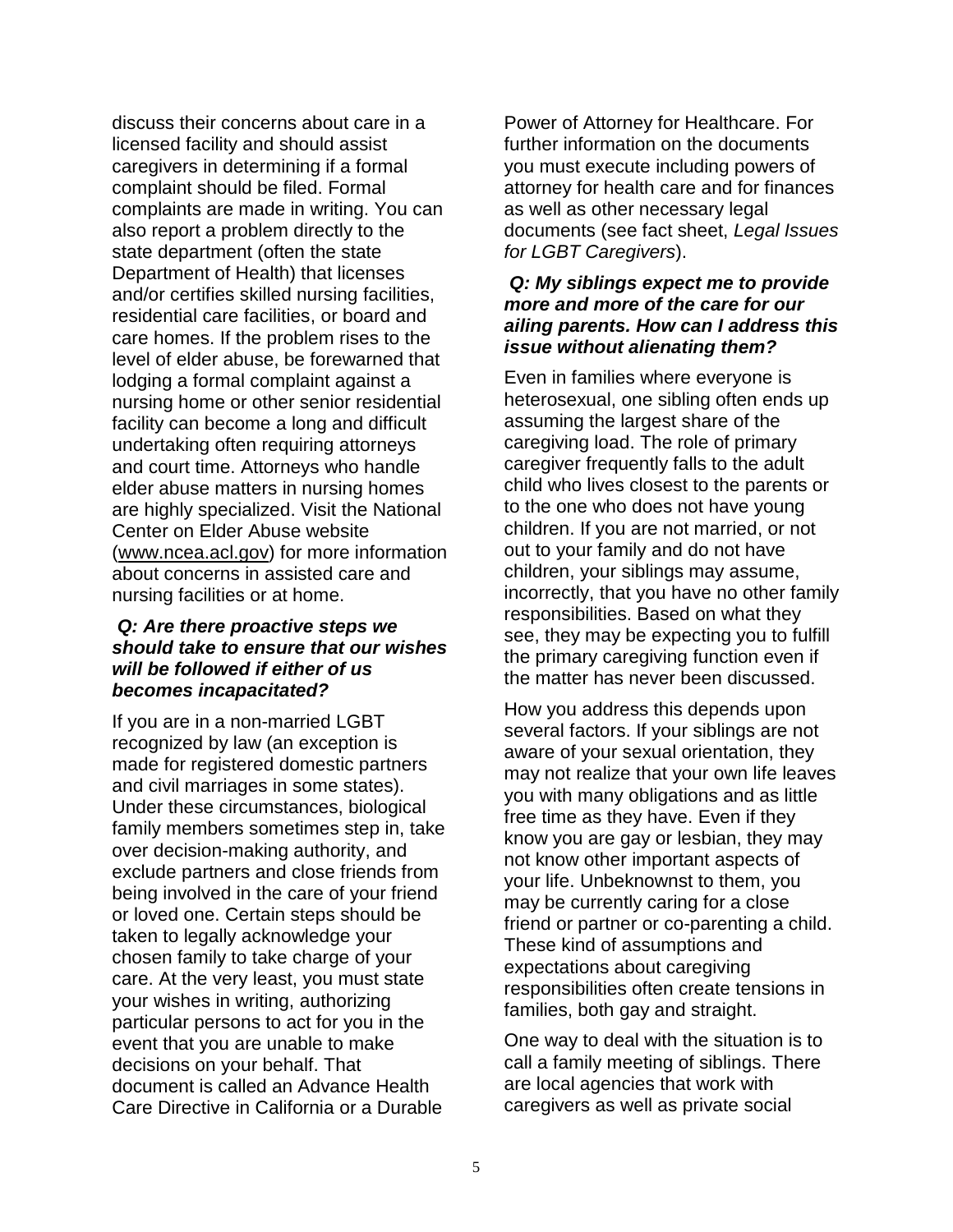discuss their concerns about care in a licensed facility and should assist caregivers in determining if a formal complaint should be filed. Formal complaints are made in writing. You can also report a problem directly to the state department (often the state Department of Health) that licenses and/or certifies skilled nursing facilities, residential care facilities, or board and care homes. If the problem rises to the level of elder abuse, be forewarned that lodging a formal complaint against a nursing home or other senior residential facility can become a long and difficult undertaking often requiring attorneys and court time. Attorneys who handle elder abuse matters in nursing homes are highly specialized. Visit the National Center on Elder Abuse website (www.ncea.acl.gov) for more information about concerns in assisted care and nursing facilities or at home.

***Q: Are there proactive steps we should take to ensure that our wishes will be followed if either of us becomes incapacitated?***

If you are in a non-married LGBT recognized by law (an exception is made for registered domestic partners and civil marriages in some states). Under these circumstances, biological family members sometimes step in, take over decision-making authority, and exclude partners and close friends from being involved in the care of your friend or loved one. Certain steps should be taken to legally acknowledge your chosen family to take charge of your care. At the very least, you must state your wishes in writing, authorizing particular persons to act for you in the event that you are unable to make decisions on your behalf. That document is called an Advance Health Care Directive in California or a Durable Power of Attorney for Healthcare. For further information on the documents you must execute including powers of attorney for health care and for finances as well as other necessary legal documents (see fact sheet, *Legal Issues for LGBT Caregivers*).

***Q: My siblings expect me to provide more and more of the care for our ailing parents. How can I address this issue without alienating them?***

Even in families where everyone is heterosexual, one sibling often ends up assuming the largest share of the caregiving load. The role of primary caregiver frequently falls to the adult child who lives closest to the parents or to the one who does not have young children. If you are not married, or not out to your family and do not have children, your siblings may assume, incorrectly, that you have no other family responsibilities. Based on what they see, they may be expecting you to fulfill the primary caregiving function even if the matter has never been discussed.

How you address this depends upon several factors. If your siblings are not aware of your sexual orientation, they may not realize that your own life leaves you with many obligations and as little free time as they have. Even if they know you are gay or lesbian, they may not know other important aspects of your life. Unbeknownst to them, you may be currently caring for a close friend or partner or co-parenting a child. These kind of assumptions and expectations about caregiving responsibilities often create tensions in families, both gay and straight.

One way to deal with the situation is to call a family meeting of siblings. There are local agencies that work with caregivers as well as private social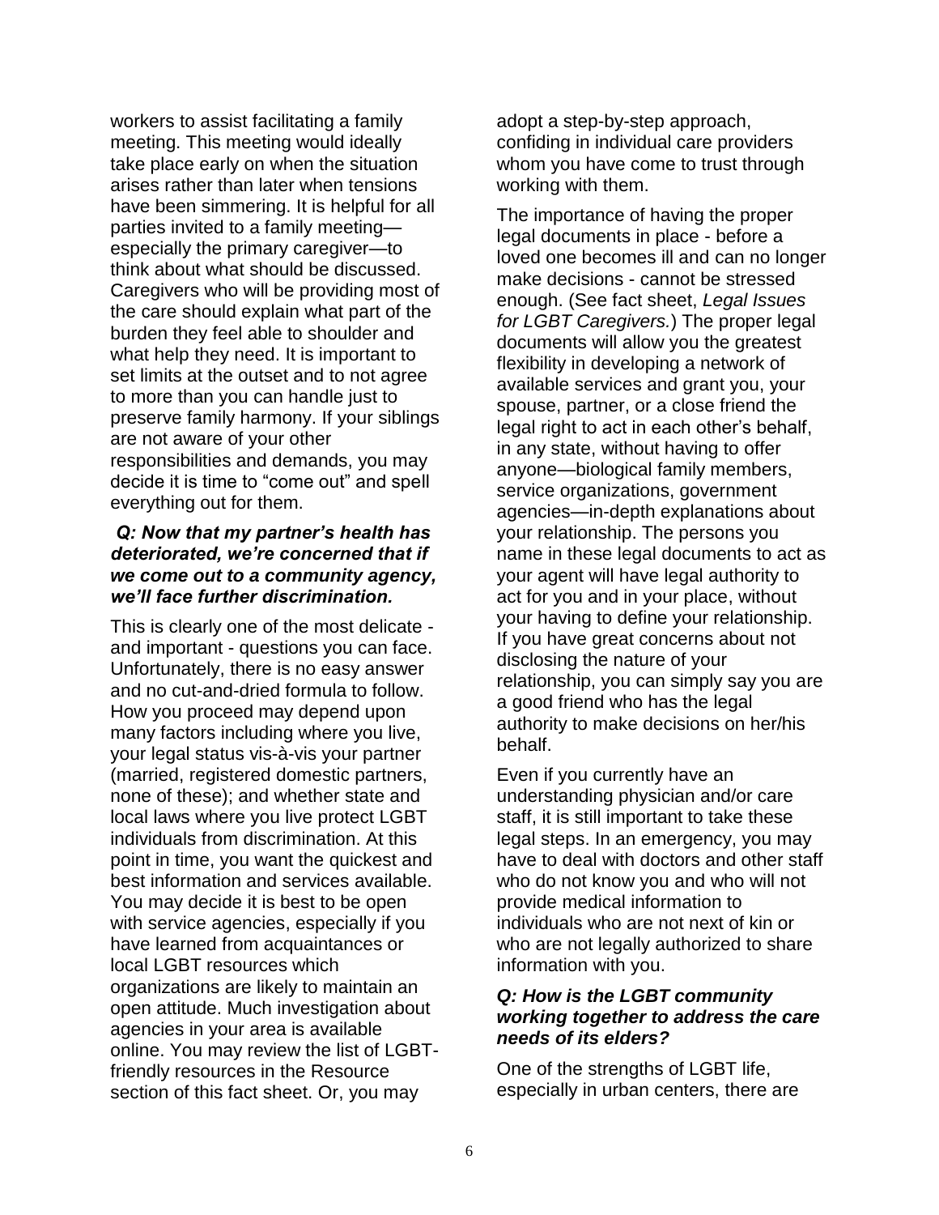workers to assist facilitating a family meeting. This meeting would ideally take place early on when the situation arises rather than later when tensions have been simmering. It is helpful for all parties invited to a family meeting—especially the primary caregiver—to think about what should be discussed. Caregivers who will be providing most of the care should explain what part of the burden they feel able to shoulder and what help they need. It is important to set limits at the outset and to not agree to more than you can handle just to preserve family harmony. If your siblings are not aware of your other responsibilities and demands, you may decide it is time to "come out" and spell everything out for them.

***Q: Now that my partner's health has deteriorated, we're concerned that if we come out to a community agency, we'll face further discrimination.***

This is clearly one of the most delicate - and important - questions you can face. Unfortunately, there is no easy answer and no cut-and-dried formula to follow. How you proceed may depend upon many factors including where you live, your legal status vis-à-vis your partner (married, registered domestic partners, none of these); and whether state and local laws where you live protect LGBT individuals from discrimination. At this point in time, you want the quickest and best information and services available. You may decide it is best to be open with service agencies, especially if you have learned from acquaintances or local LGBT resources which organizations are likely to maintain an open attitude. Much investigation about agencies in your area is available online. You may review the list of LGBT-friendly resources in the Resource section of this fact sheet. Or, you may adopt a step-by-step approach, confiding in individual care providers whom you have come to trust through working with them.

The importance of having the proper legal documents in place - before a loved one becomes ill and can no longer make decisions - cannot be stressed enough. (See fact sheet, *Legal Issues for LGBT Caregivers.*) The proper legal documents will allow you the greatest flexibility in developing a network of available services and grant you, your spouse, partner, or a close friend the legal right to act in each other's behalf, in any state, without having to offer anyone—biological family members, service organizations, government agencies—in-depth explanations about your relationship. The persons you name in these legal documents to act as your agent will have legal authority to act for you and in your place, without your having to define your relationship. If you have great concerns about not disclosing the nature of your relationship, you can simply say you are a good friend who has the legal authority to make decisions on her/his behalf.

Even if you currently have an understanding physician and/or care staff, it is still important to take these legal steps. In an emergency, you may have to deal with doctors and other staff who do not know you and who will not provide medical information to individuals who are not next of kin or who are not legally authorized to share information with you.

***Q: How is the LGBT community working together to address the care needs of its elders?***

One of the strengths of LGBT life, especially in urban centers, there are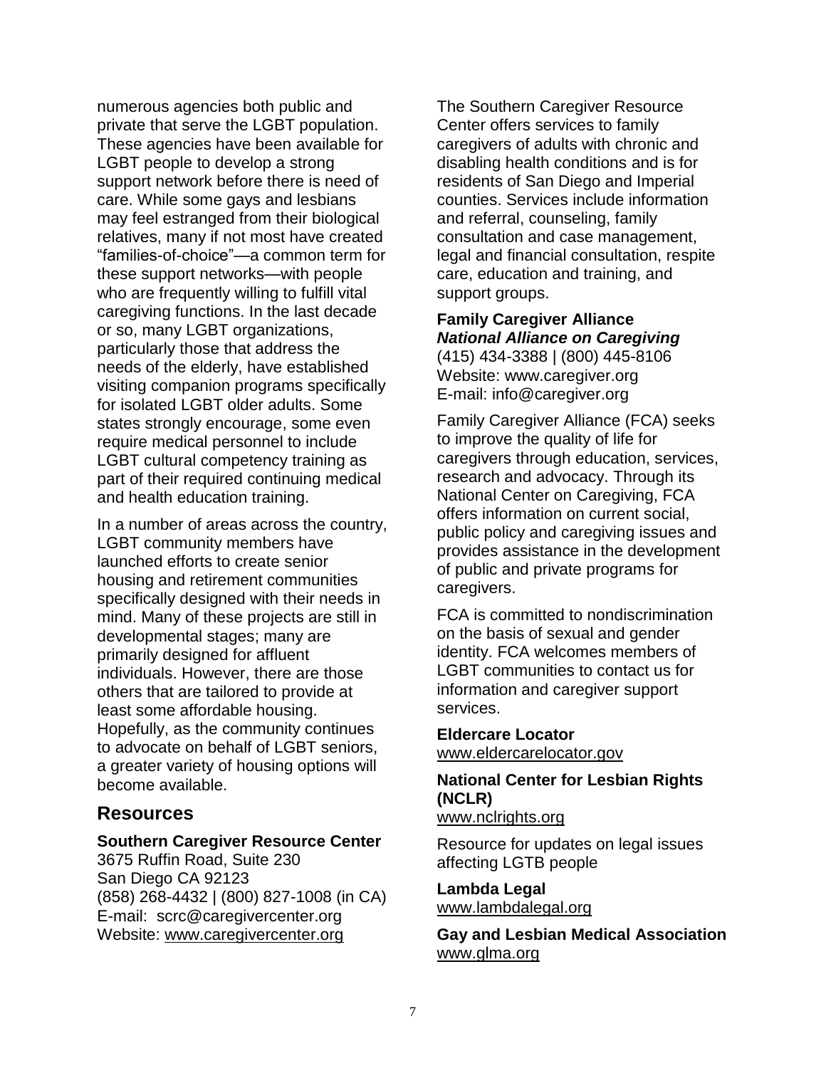numerous agencies both public and private that serve the LGBT population. These agencies have been available for LGBT people to develop a strong support network before there is need of care. While some gays and lesbians may feel estranged from their biological relatives, many if not most have created "families-of-choice"—a common term for these support networks—with people who are frequently willing to fulfill vital caregiving functions. In the last decade or so, many LGBT organizations, particularly those that address the needs of the elderly, have established visiting companion programs specifically for isolated LGBT older adults. Some states strongly encourage, some even require medical personnel to include LGBT cultural competency training as part of their required continuing medical and health education training.

In a number of areas across the country, LGBT community members have launched efforts to create senior housing and retirement communities specifically designed with their needs in mind. Many of these projects are still in developmental stages; many are primarily designed for affluent individuals. However, there are those others that are tailored to provide at least some affordable housing. Hopefully, as the community continues to advocate on behalf of LGBT seniors, a greater variety of housing options will become available.

## Resources

**Southern Caregiver Resource Center**
3675 Ruffin Road, Suite 230
San Diego CA 92123
(858) 268-4432 | (800) 827-1008 (in CA)
E-mail: scrc@caregivercenter.org
Website: www.caregivercenter.org

The Southern Caregiver Resource Center offers services to family caregivers of adults with chronic and disabling health conditions and is for residents of San Diego and Imperial counties. Services include information and referral, counseling, family consultation and case management, legal and financial consultation, respite care, education and training, and support groups.

**Family Caregiver Alliance**
***National Alliance on Caregiving***
(415) 434-3388 | (800) 445-8106
Website: www.caregiver.org
E-mail: info@caregiver.org

Family Caregiver Alliance (FCA) seeks to improve the quality of life for caregivers through education, services, research and advocacy. Through its National Center on Caregiving, FCA offers information on current social, public policy and caregiving issues and provides assistance in the development of public and private programs for caregivers.

FCA is committed to nondiscrimination on the basis of sexual and gender identity. FCA welcomes members of LGBT communities to contact us for information and caregiver support services.

**Eldercare Locator**
www.eldercarelocator.gov

**National Center for Lesbian Rights (NCLR)**
www.nclrights.org

Resource for updates on legal issues affecting LGTB people

**Lambda Legal**
www.lambdalegal.org

**Gay and Lesbian Medical Association**
www.glma.org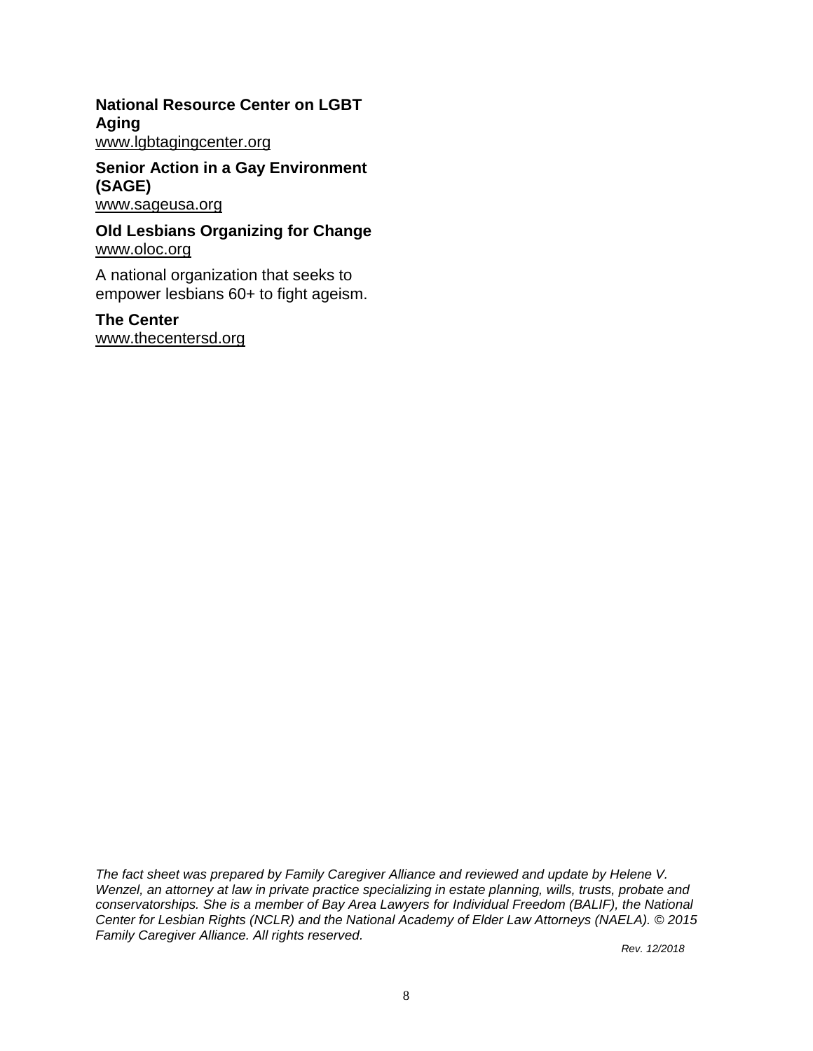**National Resource Center on LGBT Aging**
www.lgbtagingcenter.org

**Senior Action in a Gay Environment (SAGE)**
www.sageusa.org

**Old Lesbians Organizing for Change**
www.oloc.org

A national organization that seeks to empower lesbians 60+ to fight ageism.

**The Center**
www.thecentersd.org

*The fact sheet was prepared by Family Caregiver Alliance and reviewed and update by Helene V. Wenzel, an attorney at law in private practice specializing in estate planning, wills, trusts, probate and conservatorships. She is a member of Bay Area Lawyers for Individual Freedom (BALIF), the National Center for Lesbian Rights (NCLR) and the National Academy of Elder Law Attorneys (NAELA). © 2015 Family Caregiver Alliance. All rights reserved.*

*Rev. 12/2018*